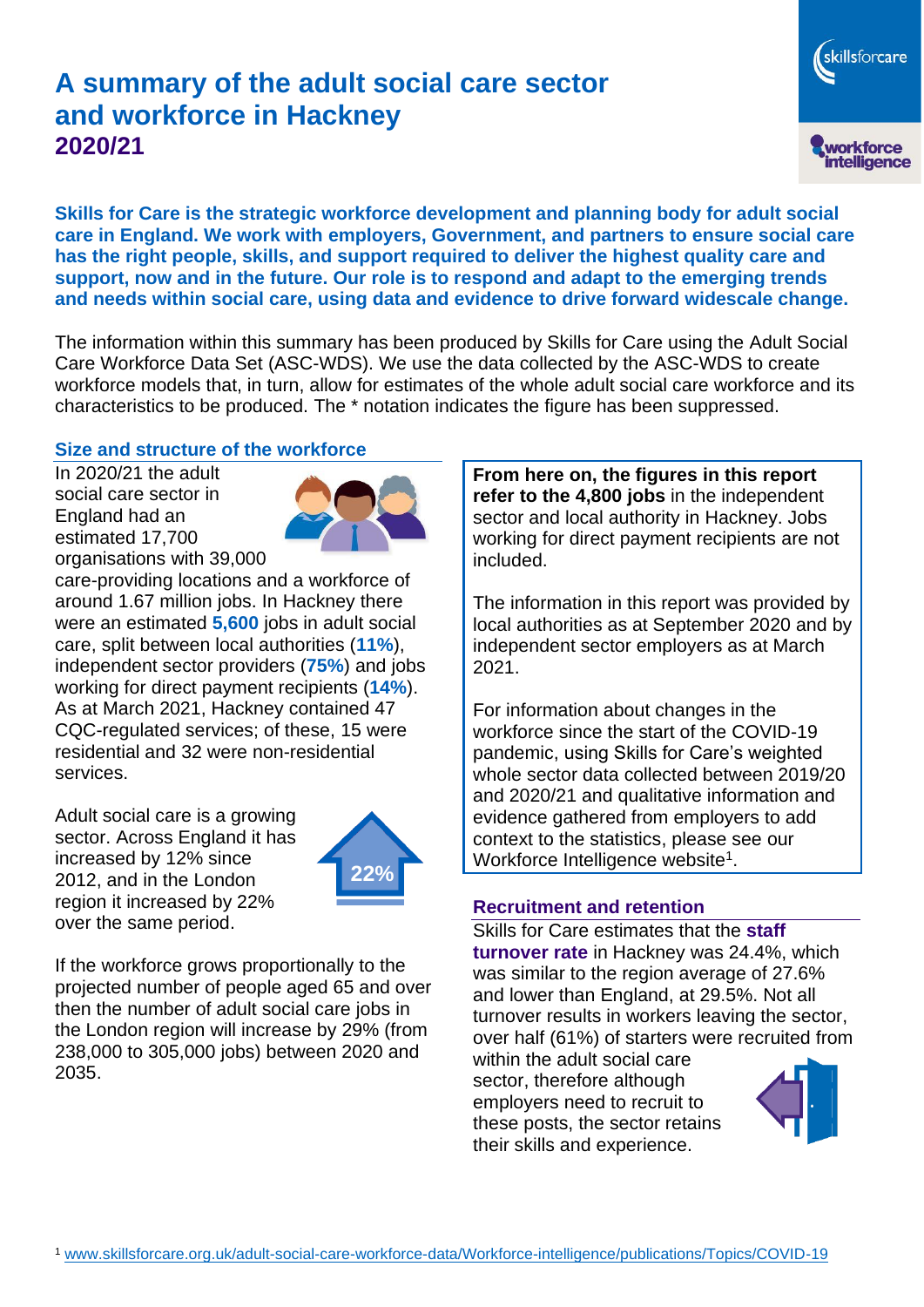# A summary of the adult social care sector and workforce in Hackney
## 2020/21

**Skills for Care is the strategic workforce development and planning body for adult social care in England. We work with employers, Government, and partners to ensure social care has the right people, skills, and support required to deliver the highest quality care and support, now and in the future. Our role is to respond and adapt to the emerging trends and needs within social care, using data and evidence to drive forward widescale change.**

The information within this summary has been produced by Skills for Care using the Adult Social Care Workforce Data Set (ASC-WDS). We use the data collected by the ASC-WDS to create workforce models that, in turn, allow for estimates of the whole adult social care workforce and its characteristics to be produced. The * notation indicates the figure has been suppressed.

### Size and structure of the workforce

In 2020/21 the adult social care sector in England had an estimated 17,700 organisations with 39,000 care-providing locations and a workforce of around 1.67 million jobs. In Hackney there were an estimated **5,600** jobs in adult social care, split between local authorities (**11%**), independent sector providers (**75%**) and jobs working for direct payment recipients (**14%**). As at March 2021, Hackney contained 47 CQC-regulated services; of these, 15 were residential and 32 were non-residential services.

Adult social care is a growing sector. Across England it has increased by 12% since 2012, and in the London region it increased by 22% over the same period.

22%

If the workforce grows proportionally to the projected number of people aged 65 and over then the number of adult social care jobs in the London region will increase by 29% (from 238,000 to 305,000 jobs) between 2020 and 2035.

**From here on, the figures in this report refer to the 4,800 jobs** in the independent sector and local authority in Hackney. Jobs working for direct payment recipients are not included.

The information in this report was provided by local authorities as at September 2020 and by independent sector employers as at March 2021.

For information about changes in the workforce since the start of the COVID-19 pandemic, using Skills for Care's weighted whole sector data collected between 2019/20 and 2020/21 and qualitative information and evidence gathered from employers to add context to the statistics, please see our Workforce Intelligence website[1].

### Recruitment and retention

Skills for Care estimates that the **staff turnover rate** in Hackney was 24.4%, which was similar to the region average of 27.6% and lower than England, at 29.5%. Not all turnover results in workers leaving the sector, over half (61%) of starters were recruited from within the adult social care sector, therefore although employers need to recruit to these posts, the sector retains their skills and experience.

[1] www.skillsforcare.org.uk/adult-social-care-workforce-data/Workforce-intelligence/publications/Topics/COVID-19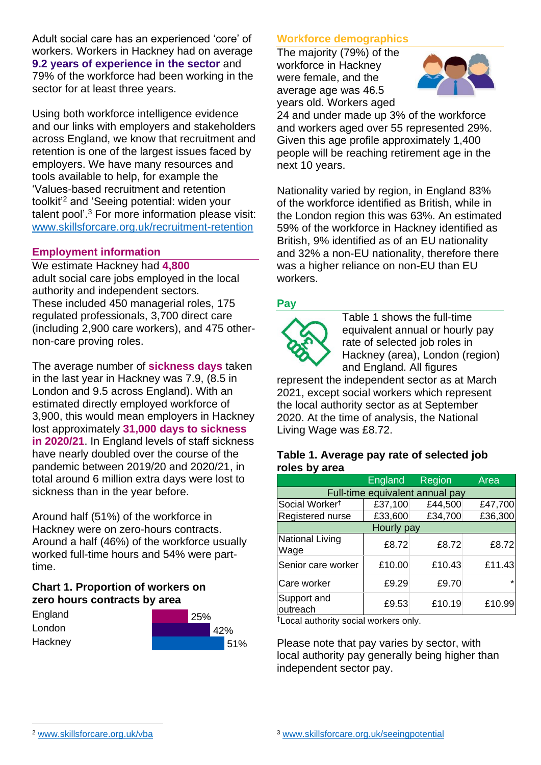Adult social care has an experienced 'core' of workers. Workers in Hackney had on average **9.2 years of experience in the sector** and 79% of the workforce had been working in the sector for at least three years.

Using both workforce intelligence evidence and our links with employers and stakeholders across England, we know that recruitment and retention is one of the largest issues faced by employers. We have many resources and tools available to help, for example the 'Values-based recruitment and retention toolkit'[2] and 'Seeing potential: widen your talent pool'.[3] For more information please visit: www.skillsforcare.org.uk/recruitment-retention

## Employment information

We estimate Hackney had **4,800** adult social care jobs employed in the local authority and independent sectors. These included 450 managerial roles, 175 regulated professionals, 3,700 direct care (including 2,900 care workers), and 475 other-non-care proving roles.

The average number of **sickness days** taken in the last year in Hackney was 7.9, (8.5 in London and 9.5 across England). With an estimated directly employed workforce of 3,900, this would mean employers in Hackney lost approximately **31,000 days to sickness in 2020/21**. In England levels of staff sickness have nearly doubled over the course of the pandemic between 2019/20 and 2020/21, in total around 6 million extra days were lost to sickness than in the year before.

Around half (51%) of the workforce in Hackney were on zero-hours contracts. Around a half (46%) of the workforce usually worked full-time hours and 54% were part-time.

### Chart 1. Proportion of workers on zero hours contracts by area

| Area | Proportion |
|---|---|
| England | 25% |
| London | 42% |
| Hackney | 51% |

## Workforce demographics

The majority (79%) of the workforce in Hackney were female, and the average age was 46.5 years old. Workers aged 24 and under made up 3% of the workforce and workers aged over 55 represented 29%. Given this age profile approximately 1,400 people will be reaching retirement age in the next 10 years.

Nationality varied by region, in England 83% of the workforce identified as British, while in the London region this was 63%. An estimated 59% of the workforce in Hackney identified as British, 9% identified as of an EU nationality and 32% a non-EU nationality, therefore there was a higher reliance on non-EU than EU workers.

## Pay

Table 1 shows the full-time equivalent annual or hourly pay rate of selected job roles in Hackney (area), London (region) and England. All figures represent the independent sector as at March 2021, except social workers which represent the local authority sector as at September 2020. At the time of analysis, the National Living Wage was £8.72.

### Table 1. Average pay rate of selected job roles by area

| | England | Region | Area |
|---|---|---|---|
| **Full-time equivalent annual pay** | | | |
| Social Worker† | £37,100 | £44,500 | £47,700 |
| Registered nurse | £33,600 | £34,700 | £36,300 |
| **Hourly pay** | | | |
| National Living Wage | £8.72 | £8.72 | £8.72 |
| Senior care worker | £10.00 | £10.43 | £11.43 |
| Care worker | £9.29 | £9.70 | * |
| Support and outreach | £9.53 | £10.19 | £10.99 |

†Local authority social workers only.

Please note that pay varies by sector, with local authority pay generally being higher than independent sector pay.

[2] www.skillsforcare.org.uk/vba

[3] www.skillsforcare.org.uk/seeingpotential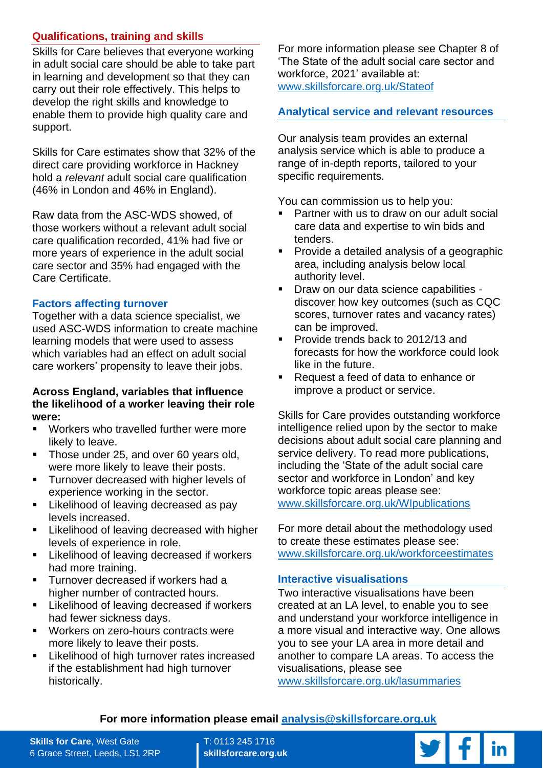## Qualifications, training and skills

Skills for Care believes that everyone working in adult social care should be able to take part in learning and development so that they can carry out their role effectively. This helps to develop the right skills and knowledge to enable them to provide high quality care and support.

Skills for Care estimates show that 32% of the direct care providing workforce in Hackney hold a *relevant* adult social care qualification (46% in London and 46% in England).

Raw data from the ASC-WDS showed, of those workers without a relevant adult social care qualification recorded, 41% had five or more years of experience in the adult social care sector and 35% had engaged with the Care Certificate.

## Factors affecting turnover

Together with a data science specialist, we used ASC-WDS information to create machine learning models that were used to assess which variables had an effect on adult social care workers' propensity to leave their jobs.

**Across England, variables that influence the likelihood of a worker leaving their role were:**

- Workers who travelled further were more likely to leave.
- Those under 25, and over 60 years old, were more likely to leave their posts.
- Turnover decreased with higher levels of experience working in the sector.
- Likelihood of leaving decreased as pay levels increased.
- Likelihood of leaving decreased with higher levels of experience in role.
- Likelihood of leaving decreased if workers had more training.
- Turnover decreased if workers had a higher number of contracted hours.
- Likelihood of leaving decreased if workers had fewer sickness days.
- Workers on zero-hours contracts were more likely to leave their posts.
- Likelihood of high turnover rates increased if the establishment had high turnover historically.

For more information please see Chapter 8 of 'The State of the adult social care sector and workforce, 2021' available at: www.skillsforcare.org.uk/Stateof

## Analytical service and relevant resources

Our analysis team provides an external analysis service which is able to produce a range of in-depth reports, tailored to your specific requirements.

You can commission us to help you:

- Partner with us to draw on our adult social care data and expertise to win bids and tenders.
- Provide a detailed analysis of a geographic area, including analysis below local authority level.
- Draw on our data science capabilities - discover how key outcomes (such as CQC scores, turnover rates and vacancy rates) can be improved.
- Provide trends back to 2012/13 and forecasts for how the workforce could look like in the future.
- Request a feed of data to enhance or improve a product or service.

Skills for Care provides outstanding workforce intelligence relied upon by the sector to make decisions about adult social care planning and service delivery. To read more publications, including the 'State of the adult social care sector and workforce in London' and key workforce topic areas please see: www.skillsforcare.org.uk/WIpublications

For more detail about the methodology used to create these estimates please see: www.skillsforcare.org.uk/workforceestimates

## Interactive visualisations

Two interactive visualisations have been created at an LA level, to enable you to see and understand your workforce intelligence in a more visual and interactive way. One allows you to see your LA area in more detail and another to compare LA areas. To access the visualisations, please see www.skillsforcare.org.uk/lasummaries

**For more information please email analysis@skillsforcare.org.uk**

**Skills for Care**, West Gate
6 Grace Street, Leeds, LS1 2RP

T: 0113 245 1716
**skillsforcare.org.uk**